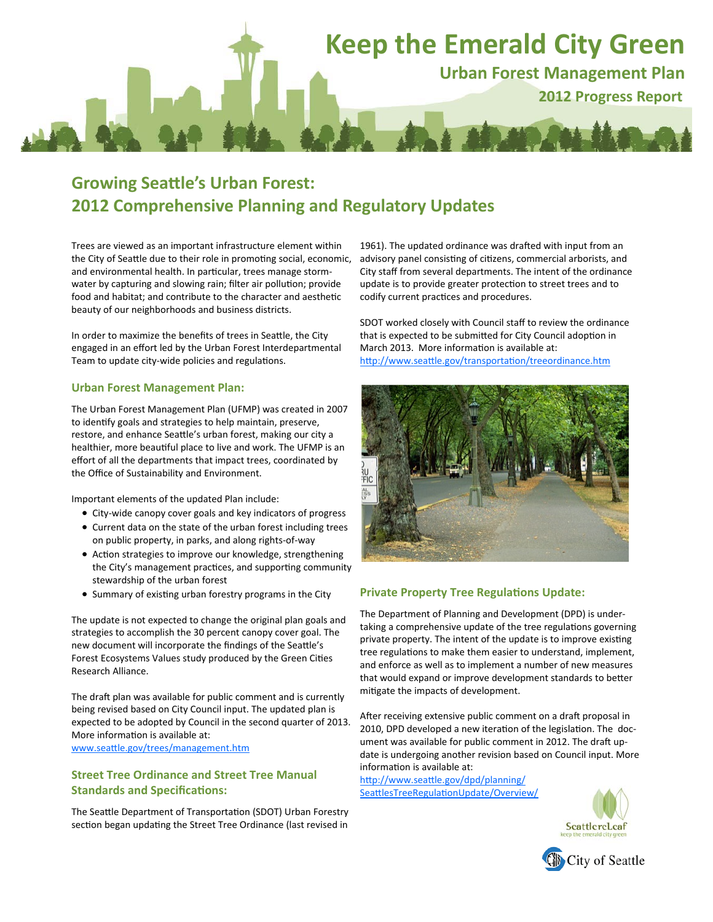# Keep the Emerald City Green

## Urban Forest Management Plan

### 2012 Progress Report

## Growing Seattle's Urban Forest: 2012 Comprehensive Planning and Regulatory Updates

Trees are viewed as an important infrastructure element within the City of Seattle due to their role in promoting social, economic, and environmental health. In particular, trees manage stormwater by capturing and slowing rain; filter air pollution; provide food and habitat; and contribute to the character and aesthetic beauty of our neighborhoods and business districts.

In order to maximize the benefits of trees in Seattle, the City engaged in an effort led by the Urban Forest Interdepartmental Team to update city-wide policies and regulations.

### Urban Forest Management Plan:

The Urban Forest Management Plan (UFMP) was created in 2007 to identify goals and strategies to help maintain, preserve, restore, and enhance Seattle's urban forest, making our city a healthier, more beautiful place to live and work. The UFMP is an effort of all the departments that impact trees, coordinated by the Office of Sustainability and Environment.

Important elements of the updated Plan include:

- City-wide canopy cover goals and key indicators of progress
- Current data on the state of the urban forest including trees on public property, in parks, and along rights-of-way
- Action strategies to improve our knowledge, strengthening the City's management practices, and supporting community stewardship of the urban forest
- Summary of existing urban forestry programs in the City

The update is not expected to change the original plan goals and strategies to accomplish the 30 percent canopy cover goal. The new document will incorporate the findings of the Seattle's Forest Ecosystems Values study produced by the Green Cities Research Alliance.

The draft plan was available for public comment and is currently being revised based on City Council input. The updated plan is expected to be adopted by Council in the second quarter of 2013. More information is available at:
www.seattle.gov/trees/management.htm

### Street Tree Ordinance and Street Tree Manual Standards and Specifications:

The Seattle Department of Transportation (SDOT) Urban Forestry section began updating the Street Tree Ordinance (last revised in 1961). The updated ordinance was drafted with input from an advisory panel consisting of citizens, commercial arborists, and City staff from several departments. The intent of the ordinance update is to provide greater protection to street trees and to codify current practices and procedures.

SDOT worked closely with Council staff to review the ordinance that is expected to be submitted for City Council adoption in March 2013. More information is available at:
http://www.seattle.gov/transportation/treeordinance.htm

### Private Property Tree Regulations Update:

The Department of Planning and Development (DPD) is undertaking a comprehensive update of the tree regulations governing private property. The intent of the update is to improve existing tree regulations to make them easier to understand, implement, and enforce as well as to implement a number of new measures that would expand or improve development standards to better mitigate the impacts of development.

After receiving extensive public comment on a draft proposal in 2010, DPD developed a new iteration of the legislation. The document was available for public comment in 2012. The draft update is undergoing another revision based on Council input. More information is available at:
http://www.seattle.gov/dpd/planning/SeattlesTreeRegulationUpdate/Overview/

SeattlereLeaf
keep the emerald city green

City of Seattle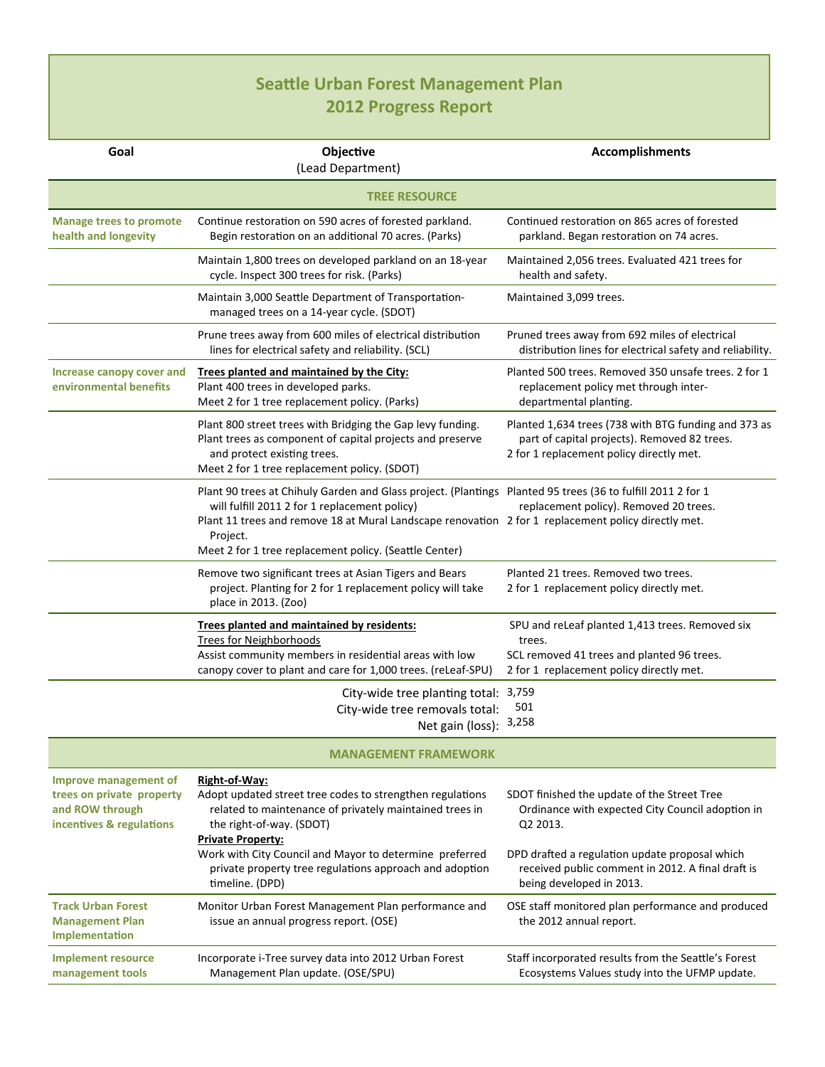# Seattle Urban Forest Management Plan
# 2012 Progress Report

| Goal | Objective (Lead Department) | Accomplishments |
|---|---|---|
| **TREE RESOURCE** | | |
| **Manage trees to promote health and longevity** | Continue restoration on 590 acres of forested parkland. Begin restoration on an additional 70 acres. (Parks) | Continued restoration on 865 acres of forested parkland. Began restoration on 74 acres. |
| | Maintain 1,800 trees on developed parkland on an 18-year cycle. Inspect 300 trees for risk. (Parks) | Maintained 2,056 trees. Evaluated 421 trees for health and safety. |
| | Maintain 3,000 Seattle Department of Transportation-managed trees on a 14-year cycle. (SDOT) | Maintained 3,099 trees. |
| | Prune trees away from 600 miles of electrical distribution lines for electrical safety and reliability. (SCL) | Pruned trees away from 692 miles of electrical distribution lines for electrical safety and reliability. |
| **Increase canopy cover and environmental benefits** | **Trees planted and maintained by the City:** Plant 400 trees in developed parks. Meet 2 for 1 tree replacement policy. (Parks) | Planted 500 trees. Removed 350 unsafe trees. 2 for 1 replacement policy met through inter-departmental planting. |
| | Plant 800 street trees with Bridging the Gap levy funding. Plant trees as component of capital projects and preserve and protect existing trees. Meet 2 for 1 tree replacement policy. (SDOT) | Planted 1,634 trees (738 with BTG funding and 373 as part of capital projects). Removed 82 trees. 2 for 1 replacement policy directly met. |
| | Plant 90 trees at Chihuly Garden and Glass project. (Plantings will fulfill 2011 2 for 1 replacement policy) Plant 11 trees and remove 18 at Mural Landscape renovation Project. Meet 2 for 1 tree replacement policy. (Seattle Center) | Planted 95 trees (36 to fulfill 2011 2 for 1 replacement policy). Removed 20 trees. 2 for 1 replacement policy directly met. |
| | Remove two significant trees at Asian Tigers and Bears project. Planting for 2 for 1 replacement policy will take place in 2013. (Zoo) | Planted 21 trees. Removed two trees. 2 for 1 replacement policy directly met. |
| | **Trees planted and maintained by residents:** Trees for Neighborhoods. Assist community members in residential areas with low canopy cover to plant and care for 1,000 trees. (reLeaf-SPU) | SPU and reLeaf planted 1,413 trees. Removed six trees. SCL removed 41 trees and planted 96 trees. 2 for 1 replacement policy directly met. |
| | City-wide tree planting total: | 3,759 |
| | City-wide tree removals total: | 501 |
| | Net gain (loss): | 3,258 |
| **MANAGEMENT FRAMEWORK** | | |
| **Improve management of trees on private property and ROW through incentives & regulations** | **Right-of-Way:** Adopt updated street tree codes to strengthen regulations related to maintenance of privately maintained trees in the right-of-way. (SDOT) | SDOT finished the update of the Street Tree Ordinance with expected City Council adoption in Q2 2013. |
| | **Private Property:** Work with City Council and Mayor to determine preferred private property tree regulations approach and adoption timeline. (DPD) | DPD drafted a regulation update proposal which received public comment in 2012. A final draft is being developed in 2013. |
| **Track Urban Forest Management Plan Implementation** | Monitor Urban Forest Management Plan performance and issue an annual progress report. (OSE) | OSE staff monitored plan performance and produced the 2012 annual report. |
| **Implement resource management tools** | Incorporate i-Tree survey data into 2012 Urban Forest Management Plan update. (OSE/SPU) | Staff incorporated results from the Seattle's Forest Ecosystems Values study into the UFMP update. |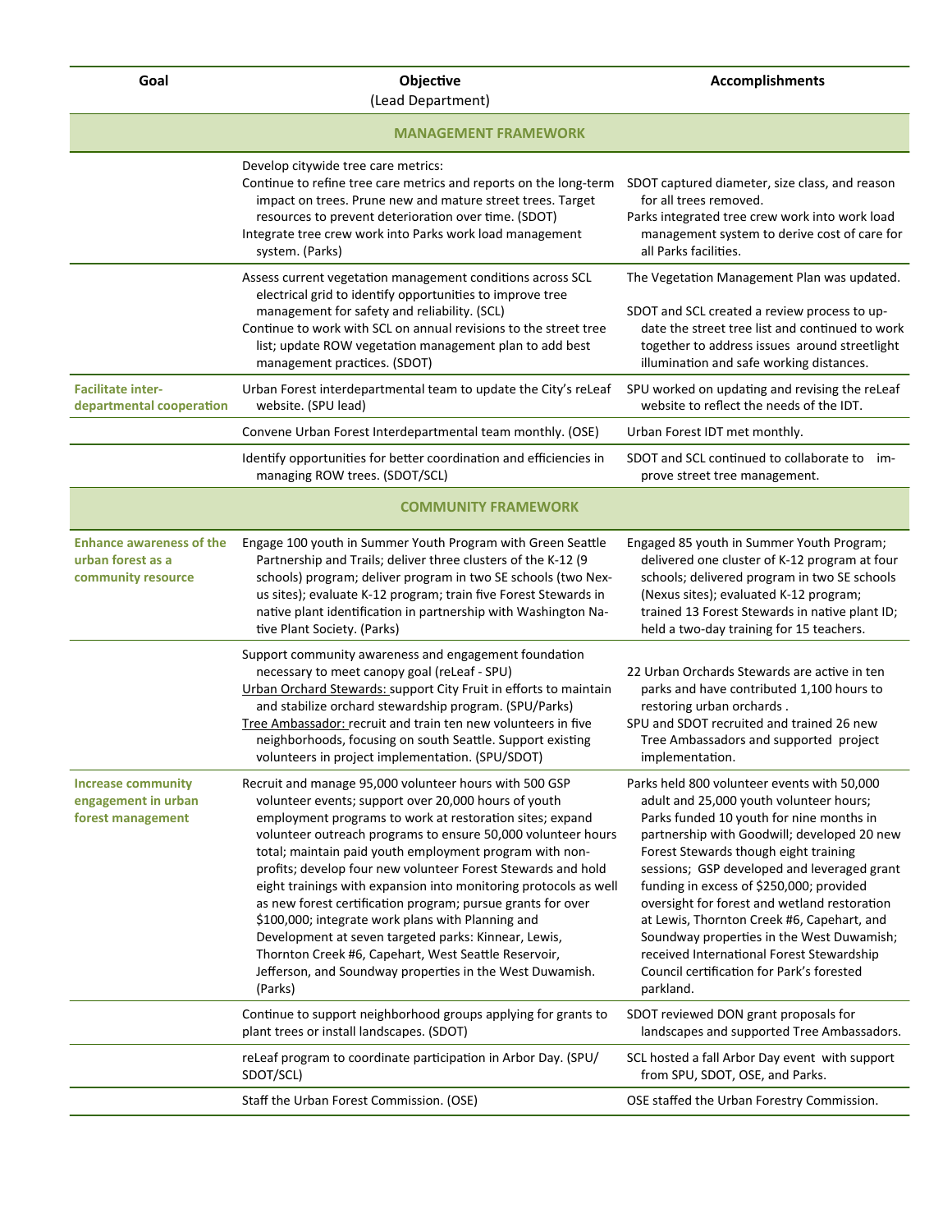| Goal | Objective (Lead Department) | Accomplishments |
|---|---|---|
| | **MANAGEMENT FRAMEWORK** | |
| | Develop citywide tree care metrics: Continue to refine tree care metrics and reports on the long-term impact on trees. Prune new and mature street trees. Target resources to prevent deterioration over time. (SDOT) Integrate tree crew work into Parks work load management system. (Parks) | SDOT captured diameter, size class, and reason for all trees removed. Parks integrated tree crew work into work load management system to derive cost of care for all Parks facilities. |
| | Assess current vegetation management conditions across SCL electrical grid to identify opportunities to improve tree management for safety and reliability. (SCL) Continue to work with SCL on annual revisions to the street tree list; update ROW vegetation management plan to add best management practices. (SDOT) | The Vegetation Management Plan was updated. SDOT and SCL created a review process to update the street tree list and continued to work together to address issues around streetlight illumination and safe working distances. |
| **Facilitate inter-departmental cooperation** | Urban Forest interdepartmental team to update the City's reLeaf website. (SPU lead) | SPU worked on updating and revising the reLeaf website to reflect the needs of the IDT. |
| | Convene Urban Forest Interdepartmental team monthly. (OSE) | Urban Forest IDT met monthly. |
| | Identify opportunities for better coordination and efficiencies in managing ROW trees. (SDOT/SCL) | SDOT and SCL continued to collaborate to improve street tree management. |
| | **COMMUNITY FRAMEWORK** | |
| **Enhance awareness of the urban forest as a community resource** | Engage 100 youth in Summer Youth Program with Green Seattle Partnership and Trails; deliver three clusters of the K-12 (9 schools) program; deliver program in two SE schools (two Nexus sites); evaluate K-12 program; train five Forest Stewards in native plant identification in partnership with Washington Native Plant Society. (Parks) | Engaged 85 youth in Summer Youth Program; delivered one cluster of K-12 program at four schools; delivered program in two SE schools (Nexus sites); evaluated K-12 program; trained 13 Forest Stewards in native plant ID; held a two-day training for 15 teachers. |
| | Support community awareness and engagement foundation necessary to meet canopy goal (reLeaf - SPU) Urban Orchard Stewards: support City Fruit in efforts to maintain and stabilize orchard stewardship program. (SPU/Parks) Tree Ambassador: recruit and train ten new volunteers in five neighborhoods, focusing on south Seattle. Support existing volunteers in project implementation. (SPU/SDOT) | 22 Urban Orchards Stewards are active in ten parks and have contributed 1,100 hours to restoring urban orchards. SPU and SDOT recruited and trained 26 new Tree Ambassadors and supported project implementation. |
| **Increase community engagement in urban forest management** | Recruit and manage 95,000 volunteer hours with 500 GSP volunteer events; support over 20,000 hours of youth employment programs to work at restoration sites; expand volunteer outreach programs to ensure 50,000 volunteer hours total; maintain paid youth employment program with non-profits; develop four new volunteer Forest Stewards and hold eight trainings with expansion into monitoring protocols as well as new forest certification program; pursue grants for over $100,000; integrate work plans with Planning and Development at seven targeted parks: Kinnear, Lewis, Thornton Creek #6, Capehart, West Seattle Reservoir, Jefferson, and Soundway properties in the West Duwamish. (Parks) | Parks held 800 volunteer events with 50,000 adult and 25,000 youth volunteer hours; Parks funded 10 youth for nine months in partnership with Goodwill; developed 20 new Forest Stewards though eight training sessions; GSP developed and leveraged grant funding in excess of $250,000; provided oversight for forest and wetland restoration at Lewis, Thornton Creek #6, Capehart, and Soundway properties in the West Duwamish; received International Forest Stewardship Council certification for Park's forested parkland. |
| | Continue to support neighborhood groups applying for grants to plant trees or install landscapes. (SDOT) | SDOT reviewed DON grant proposals for landscapes and supported Tree Ambassadors. |
| | reLeaf program to coordinate participation in Arbor Day. (SPU/SDOT/SCL) | SCL hosted a fall Arbor Day event with support from SPU, SDOT, OSE, and Parks. |
| | Staff the Urban Forest Commission. (OSE) | OSE staffed the Urban Forestry Commission. |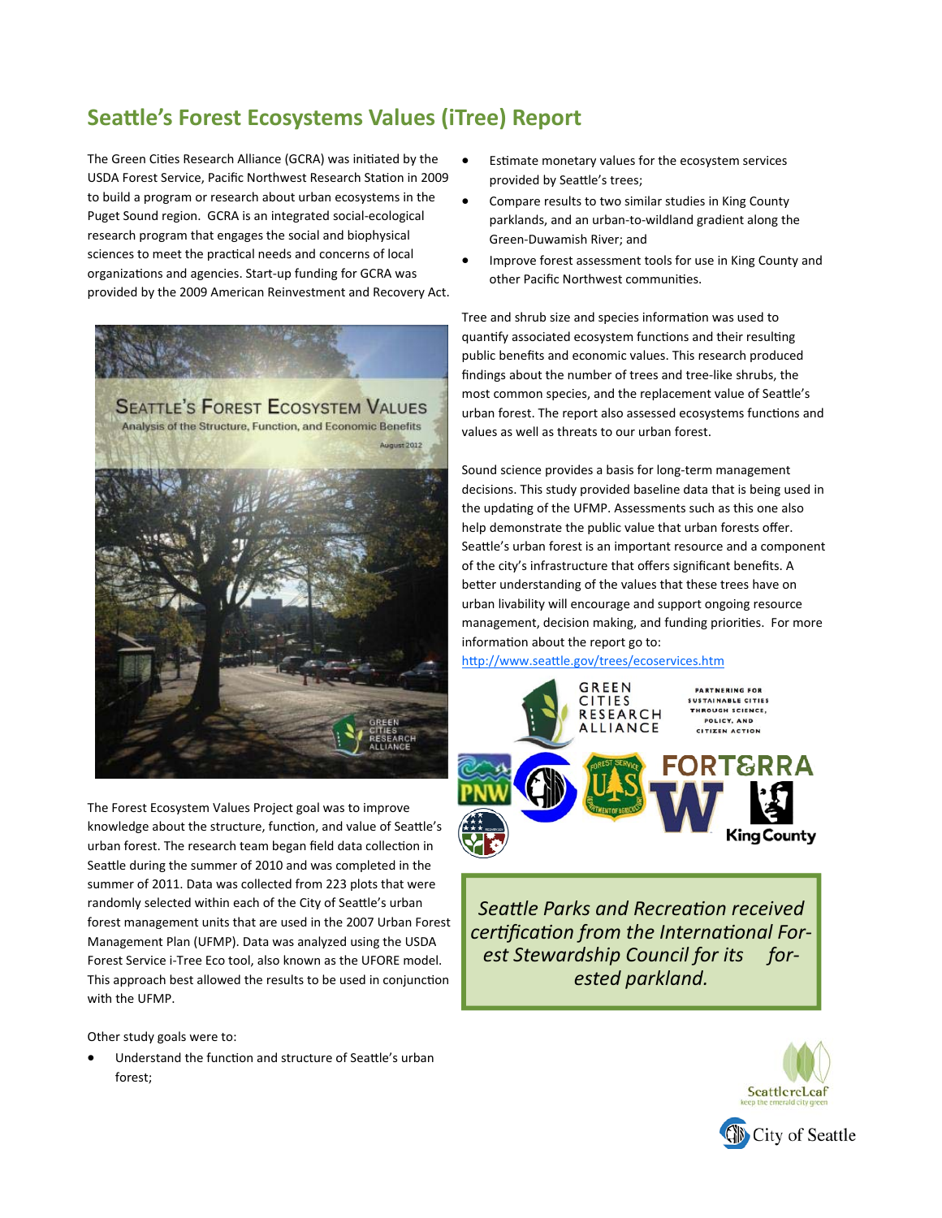## Seattle's Forest Ecosystems Values (iTree) Report

The Green Cities Research Alliance (GCRA) was initiated by the USDA Forest Service, Pacific Northwest Research Station in 2009 to build a program or research about urban ecosystems in the Puget Sound region. GCRA is an integrated social-ecological research program that engages the social and biophysical sciences to meet the practical needs and concerns of local organizations and agencies. Start-up funding for GCRA was provided by the 2009 American Reinvestment and Recovery Act.

The Forest Ecosystem Values Project goal was to improve knowledge about the structure, function, and value of Seattle's urban forest. The research team began field data collection in Seattle during the summer of 2010 and was completed in the summer of 2011. Data was collected from 223 plots that were randomly selected within each of the City of Seattle's urban forest management units that are used in the 2007 Urban Forest Management Plan (UFMP). Data was analyzed using the USDA Forest Service i-Tree Eco tool, also known as the UFORE model. This approach best allowed the results to be used in conjunction with the UFMP.

Other study goals were to:

- Understand the function and structure of Seattle's urban forest;
- Estimate monetary values for the ecosystem services provided by Seattle's trees;
- Compare results to two similar studies in King County parklands, and an urban-to-wildland gradient along the Green-Duwamish River; and
- Improve forest assessment tools for use in King County and other Pacific Northwest communities.

Tree and shrub size and species information was used to quantify associated ecosystem functions and their resulting public benefits and economic values. This research produced findings about the number of trees and tree-like shrubs, the most common species, and the replacement value of Seattle's urban forest. The report also assessed ecosystems functions and values as well as threats to our urban forest.

Sound science provides a basis for long-term management decisions. This study provided baseline data that is being used in the updating of the UFMP. Assessments such as this one also help demonstrate the public value that urban forests offer. Seattle's urban forest is an important resource and a component of the city's infrastructure that offers significant benefits. A better understanding of the values that these trees have on urban livability will encourage and support ongoing resource management, decision making, and funding priorities. For more information about the report go to: http://www.seattle.gov/trees/ecoservices.htm

*Seattle Parks and Recreation received certification from the International Forest Stewardship Council for its forested parkland.*